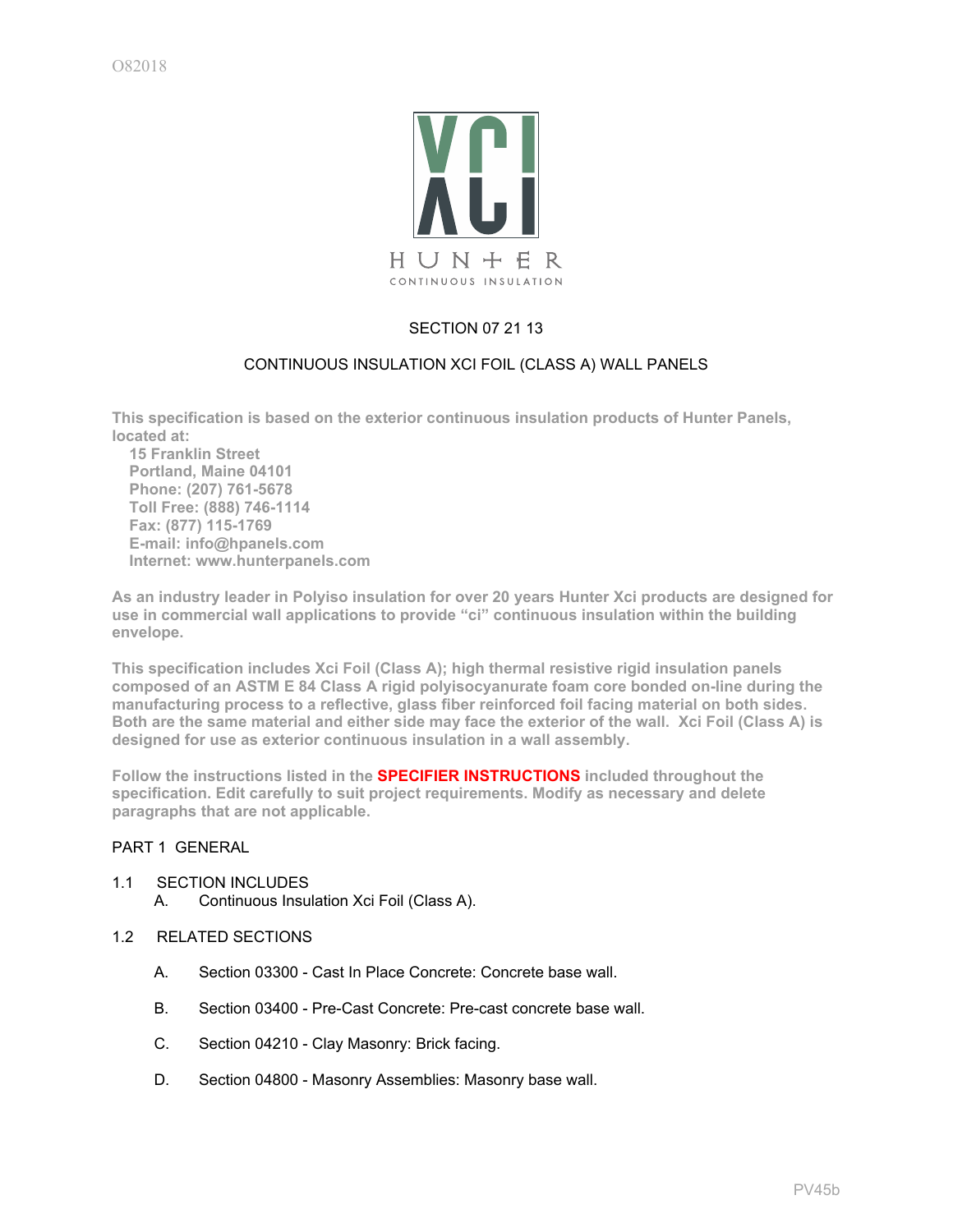O82018

Xci

HUNTER

CONTINUOUS INSULATION

# SECTION 07 21 13

# CONTINUOUS INSULATION XCI FOIL (CLASS A) WALL PANELS

**This specification is based on the exterior continuous insulation products of Hunter Panels, located at:**

**15 Franklin Street**
**Portland, Maine 04101**
**Phone: (207) 761-5678**
**Toll Free: (888) 746-1114**
**Fax: (877) 115-1769**
**E-mail: info@hpanels.com**
**Internet: www.hunterpanels.com**

**As an industry leader in Polyiso insulation for over 20 years Hunter Xci products are designed for use in commercial wall applications to provide "ci" continuous insulation within the building envelope.**

**This specification includes Xci Foil (Class A); high thermal resistive rigid insulation panels composed of an ASTM E 84 Class A rigid polyisocyanurate foam core bonded on-line during the manufacturing process to a reflective, glass fiber reinforced foil facing material on both sides. Both are the same material and either side may face the exterior of the wall. Xci Foil (Class A) is designed for use as exterior continuous insulation in a wall assembly.**

**Follow the instructions listed in the SPECIFIER INSTRUCTIONS included throughout the specification. Edit carefully to suit project requirements. Modify as necessary and delete paragraphs that are not applicable.**

## PART 1 GENERAL

### 1.1 SECTION INCLUDES

A. Continuous Insulation Xci Foil (Class A).

### 1.2 RELATED SECTIONS

A. Section 03300 - Cast In Place Concrete: Concrete base wall.

B. Section 03400 - Pre-Cast Concrete: Pre-cast concrete base wall.

C. Section 04210 - Clay Masonry: Brick facing.

D. Section 04800 - Masonry Assemblies: Masonry base wall.

PV45b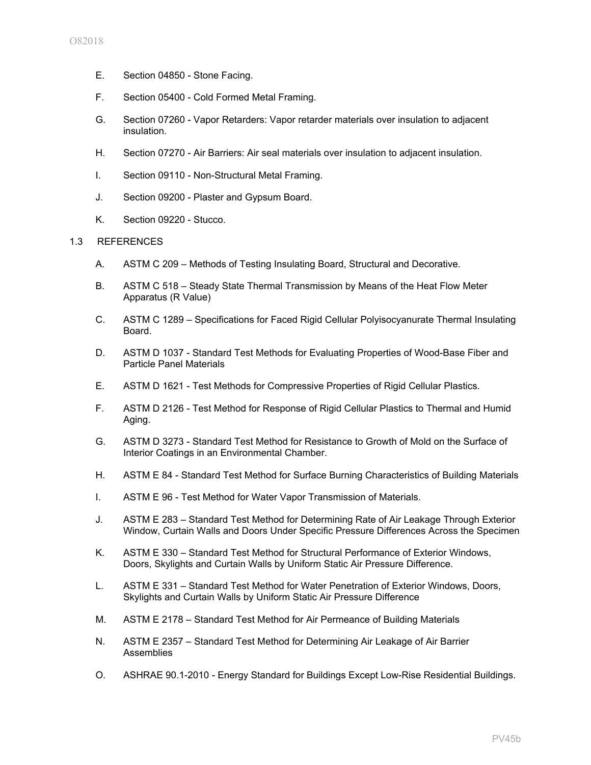E. Section 04850 - Stone Facing.

F. Section 05400 - Cold Formed Metal Framing.

G. Section 07260 - Vapor Retarders: Vapor retarder materials over insulation to adjacent insulation.

H. Section 07270 - Air Barriers: Air seal materials over insulation to adjacent insulation.

I. Section 09110 - Non-Structural Metal Framing.

J. Section 09200 - Plaster and Gypsum Board.

K. Section 09220 - Stucco.

1.3 REFERENCES

A. ASTM C 209 – Methods of Testing Insulating Board, Structural and Decorative.

B. ASTM C 518 – Steady State Thermal Transmission by Means of the Heat Flow Meter Apparatus (R Value)

C. ASTM C 1289 – Specifications for Faced Rigid Cellular Polyisocyanurate Thermal Insulating Board.

D. ASTM D 1037 - Standard Test Methods for Evaluating Properties of Wood-Base Fiber and Particle Panel Materials

E. ASTM D 1621 - Test Methods for Compressive Properties of Rigid Cellular Plastics.

F. ASTM D 2126 - Test Method for Response of Rigid Cellular Plastics to Thermal and Humid Aging.

G. ASTM D 3273 - Standard Test Method for Resistance to Growth of Mold on the Surface of Interior Coatings in an Environmental Chamber.

H. ASTM E 84 - Standard Test Method for Surface Burning Characteristics of Building Materials

I. ASTM E 96 - Test Method for Water Vapor Transmission of Materials.

J. ASTM E 283 – Standard Test Method for Determining Rate of Air Leakage Through Exterior Window, Curtain Walls and Doors Under Specific Pressure Differences Across the Specimen

K. ASTM E 330 – Standard Test Method for Structural Performance of Exterior Windows, Doors, Skylights and Curtain Walls by Uniform Static Air Pressure Difference.

L. ASTM E 331 – Standard Test Method for Water Penetration of Exterior Windows, Doors, Skylights and Curtain Walls by Uniform Static Air Pressure Difference

M. ASTM E 2178 – Standard Test Method for Air Permeance of Building Materials

N. ASTM E 2357 – Standard Test Method for Determining Air Leakage of Air Barrier Assemblies

O. ASHRAE 90.1-2010 - Energy Standard for Buildings Except Low-Rise Residential Buildings.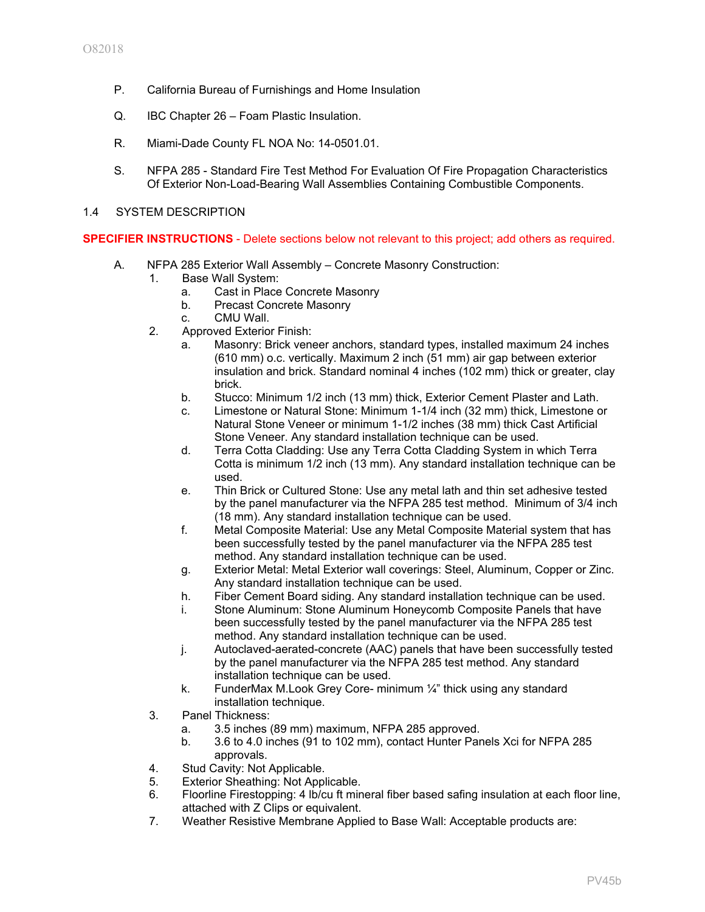P. California Bureau of Furnishings and Home Insulation

Q. IBC Chapter 26 – Foam Plastic Insulation.

R. Miami-Dade County FL NOA No: 14-0501.01.

S. NFPA 285 - Standard Fire Test Method For Evaluation Of Fire Propagation Characteristics Of Exterior Non-Load-Bearing Wall Assemblies Containing Combustible Components.

## 1.4 SYSTEM DESCRIPTION

**SPECIFIER INSTRUCTIONS** - Delete sections below not relevant to this project; add others as required.

A. NFPA 285 Exterior Wall Assembly – Concrete Masonry Construction:
   1. Base Wall System:
      a. Cast in Place Concrete Masonry
      b. Precast Concrete Masonry
      c. CMU Wall.
   2. Approved Exterior Finish:
      a. Masonry: Brick veneer anchors, standard types, installed maximum 24 inches (610 mm) o.c. vertically. Maximum 2 inch (51 mm) air gap between exterior insulation and brick. Standard nominal 4 inches (102 mm) thick or greater, clay brick.
      b. Stucco: Minimum 1/2 inch (13 mm) thick, Exterior Cement Plaster and Lath.
      c. Limestone or Natural Stone: Minimum 1-1/4 inch (32 mm) thick, Limestone or Natural Stone Veneer or minimum 1-1/2 inches (38 mm) thick Cast Artificial Stone Veneer. Any standard installation technique can be used.
      d. Terra Cotta Cladding: Use any Terra Cotta Cladding System in which Terra Cotta is minimum 1/2 inch (13 mm). Any standard installation technique can be used.
      e. Thin Brick or Cultured Stone: Use any metal lath and thin set adhesive tested by the panel manufacturer via the NFPA 285 test method. Minimum of 3/4 inch (18 mm). Any standard installation technique can be used.
      f. Metal Composite Material: Use any Metal Composite Material system that has been successfully tested by the panel manufacturer via the NFPA 285 test method. Any standard installation technique can be used.
      g. Exterior Metal: Metal Exterior wall coverings: Steel, Aluminum, Copper or Zinc. Any standard installation technique can be used.
      h. Fiber Cement Board siding. Any standard installation technique can be used.
      i. Stone Aluminum: Stone Aluminum Honeycomb Composite Panels that have been successfully tested by the panel manufacturer via the NFPA 285 test method. Any standard installation technique can be used.
      j. Autoclaved-aerated-concrete (AAC) panels that have been successfully tested by the panel manufacturer via the NFPA 285 test method. Any standard installation technique can be used.
      k. FunderMax M.Look Grey Core- minimum ¼" thick using any standard installation technique.
   3. Panel Thickness:
      a. 3.5 inches (89 mm) maximum, NFPA 285 approved.
      b. 3.6 to 4.0 inches (91 to 102 mm), contact Hunter Panels Xci for NFPA 285 approvals.
   4. Stud Cavity: Not Applicable.
   5. Exterior Sheathing: Not Applicable.
   6. Floorline Firestopping: 4 lb/cu ft mineral fiber based safing insulation at each floor line, attached with Z Clips or equivalent.
   7. Weather Resistive Membrane Applied to Base Wall: Acceptable products are: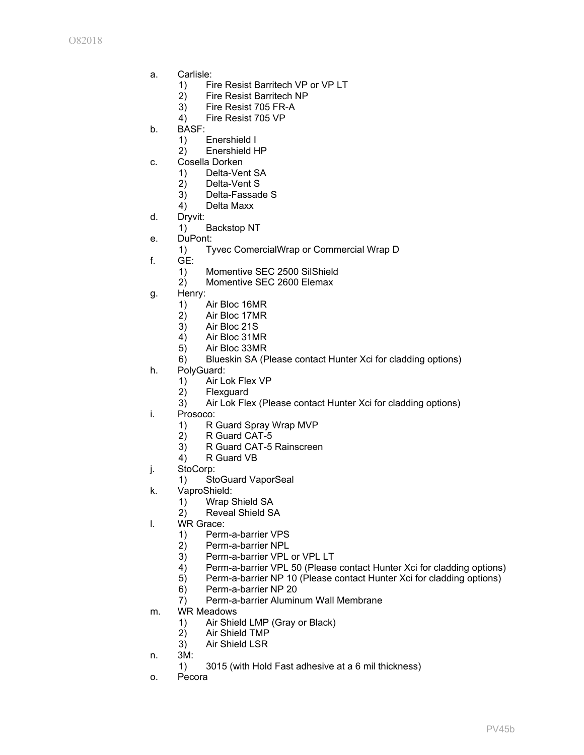a. Carlisle:
   1) Fire Resist Barritech VP or VP LT
   2) Fire Resist Barritech NP
   3) Fire Resist 705 FR-A
   4) Fire Resist 705 VP
b. BASF:
   1) Enershield I
   2) Enershield HP
c. Cosella Dorken
   1) Delta-Vent SA
   2) Delta-Vent S
   3) Delta-Fassade S
   4) Delta Maxx
d. Dryvit:
   1) Backstop NT
e. DuPont:
   1) Tyvec ComercialWrap or Commercial Wrap D
f. GE:
   1) Momentive SEC 2500 SilShield
   2) Momentive SEC 2600 Elemax
g. Henry:
   1) Air Bloc 16MR
   2) Air Bloc 17MR
   3) Air Bloc 21S
   4) Air Bloc 31MR
   5) Air Bloc 33MR
   6) Blueskin SA (Please contact Hunter Xci for cladding options)
h. PolyGuard:
   1) Air Lok Flex VP
   2) Flexguard
   3) Air Lok Flex (Please contact Hunter Xci for cladding options)
i. Prosoco:
   1) R Guard Spray Wrap MVP
   2) R Guard CAT-5
   3) R Guard CAT-5 Rainscreen
   4) R Guard VB
j. StoCorp:
   1) StoGuard VaporSeal
k. VaproShield:
   1) Wrap Shield SA
   2) Reveal Shield SA
l. WR Grace:
   1) Perm-a-barrier VPS
   2) Perm-a-barrier NPL
   3) Perm-a-barrier VPL or VPL LT
   4) Perm-a-barrier VPL 50 (Please contact Hunter Xci for cladding options)
   5) Perm-a-barrier NP 10 (Please contact Hunter Xci for cladding options)
   6) Perm-a-barrier NP 20
   7) Perm-a-barrier Aluminum Wall Membrane
m. WR Meadows
   1) Air Shield LMP (Gray or Black)
   2) Air Shield TMP
   3) Air Shield LSR
n. 3M:
   1) 3015 (with Hold Fast adhesive at a 6 mil thickness)
o. Pecora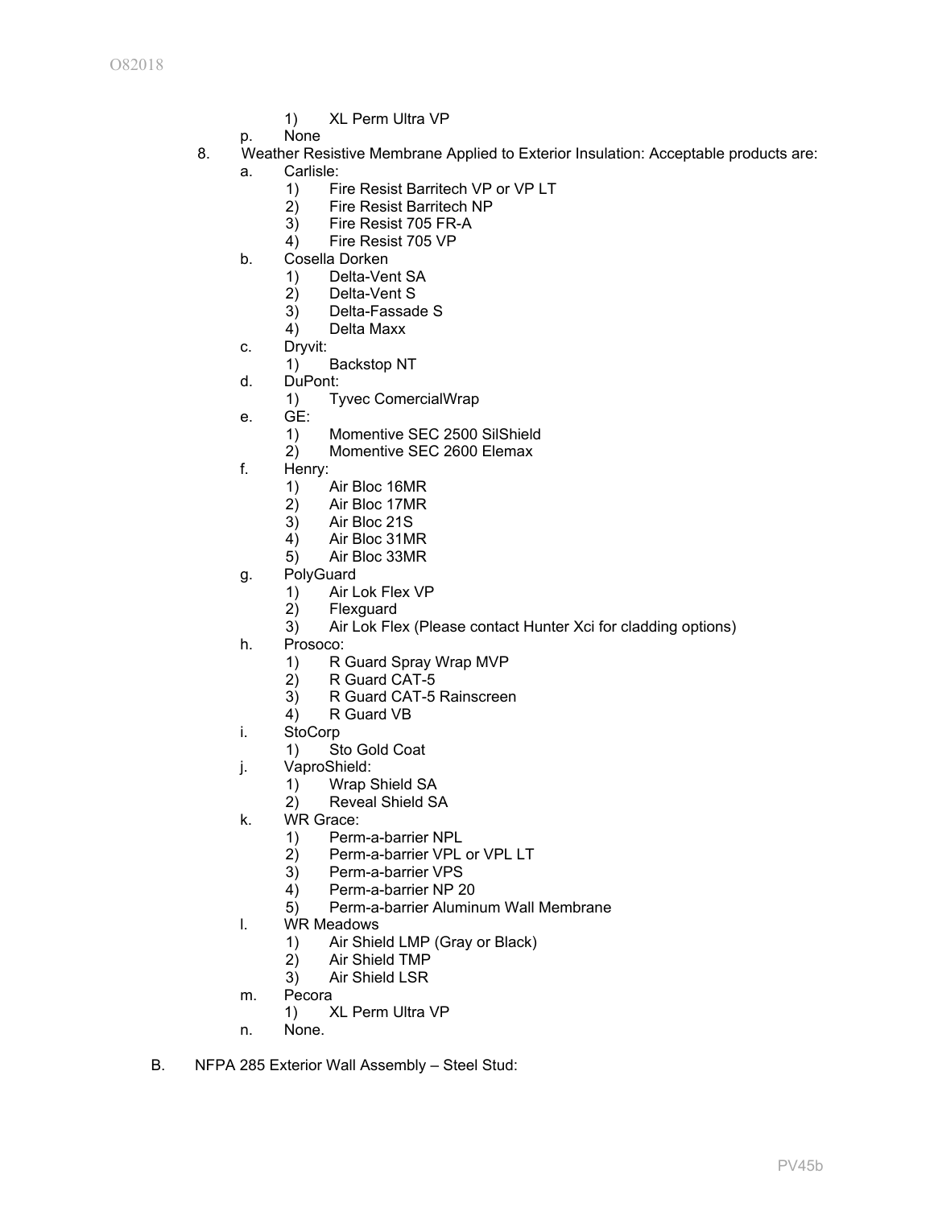1) XL Perm Ultra VP

p. None

8. Weather Resistive Membrane Applied to Exterior Insulation: Acceptable products are:

   a. Carlisle:
      1) Fire Resist Barritech VP or VP LT
      2) Fire Resist Barritech NP
      3) Fire Resist 705 FR-A
      4) Fire Resist 705 VP

   b. Cosella Dorken
      1) Delta-Vent SA
      2) Delta-Vent S
      3) Delta-Fassade S
      4) Delta Maxx

   c. Dryvit:
      1) Backstop NT

   d. DuPont:
      1) Tyvec ComercialWrap

   e. GE:
      1) Momentive SEC 2500 SilShield
      2) Momentive SEC 2600 Elemax

   f. Henry:
      1) Air Bloc 16MR
      2) Air Bloc 17MR
      3) Air Bloc 21S
      4) Air Bloc 31MR
      5) Air Bloc 33MR

   g. PolyGuard
      1) Air Lok Flex VP
      2) Flexguard
      3) Air Lok Flex (Please contact Hunter Xci for cladding options)

   h. Prosoco:
      1) R Guard Spray Wrap MVP
      2) R Guard CAT-5
      3) R Guard CAT-5 Rainscreen
      4) R Guard VB

   i. StoCorp
      1) Sto Gold Coat

   j. VaproShield:
      1) Wrap Shield SA
      2) Reveal Shield SA

   k. WR Grace:
      1) Perm-a-barrier NPL
      2) Perm-a-barrier VPL or VPL LT
      3) Perm-a-barrier VPS
      4) Perm-a-barrier NP 20
      5) Perm-a-barrier Aluminum Wall Membrane

   l. WR Meadows
      1) Air Shield LMP (Gray or Black)
      2) Air Shield TMP
      3) Air Shield LSR

   m. Pecora
      1) XL Perm Ultra VP

   n. None.

B. NFPA 285 Exterior Wall Assembly – Steel Stud: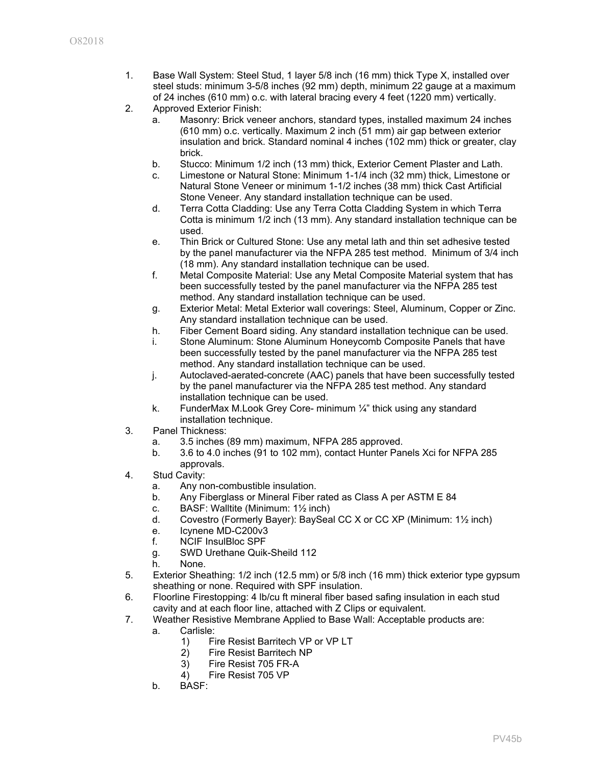1. Base Wall System: Steel Stud, 1 layer 5/8 inch (16 mm) thick Type X, installed over steel studs: minimum 3-5/8 inches (92 mm) depth, minimum 22 gauge at a maximum of 24 inches (610 mm) o.c. with lateral bracing every 4 feet (1220 mm) vertically.
2. Approved Exterior Finish:
   a. Masonry: Brick veneer anchors, standard types, installed maximum 24 inches (610 mm) o.c. vertically. Maximum 2 inch (51 mm) air gap between exterior insulation and brick. Standard nominal 4 inches (102 mm) thick or greater, clay brick.
   b. Stucco: Minimum 1/2 inch (13 mm) thick, Exterior Cement Plaster and Lath.
   c. Limestone or Natural Stone: Minimum 1-1/4 inch (32 mm) thick, Limestone or Natural Stone Veneer or minimum 1-1/2 inches (38 mm) thick Cast Artificial Stone Veneer. Any standard installation technique can be used.
   d. Terra Cotta Cladding: Use any Terra Cotta Cladding System in which Terra Cotta is minimum 1/2 inch (13 mm). Any standard installation technique can be used.
   e. Thin Brick or Cultured Stone: Use any metal lath and thin set adhesive tested by the panel manufacturer via the NFPA 285 test method. Minimum of 3/4 inch (18 mm). Any standard installation technique can be used.
   f. Metal Composite Material: Use any Metal Composite Material system that has been successfully tested by the panel manufacturer via the NFPA 285 test method. Any standard installation technique can be used.
   g. Exterior Metal: Metal Exterior wall coverings: Steel, Aluminum, Copper or Zinc. Any standard installation technique can be used.
   h. Fiber Cement Board siding. Any standard installation technique can be used.
   i. Stone Aluminum: Stone Aluminum Honeycomb Composite Panels that have been successfully tested by the panel manufacturer via the NFPA 285 test method. Any standard installation technique can be used.
   j. Autoclaved-aerated-concrete (AAC) panels that have been successfully tested by the panel manufacturer via the NFPA 285 test method. Any standard installation technique can be used.
   k. FunderMax M.Look Grey Core- minimum ¼" thick using any standard installation technique.
3. Panel Thickness:
   a. 3.5 inches (89 mm) maximum, NFPA 285 approved.
   b. 3.6 to 4.0 inches (91 to 102 mm), contact Hunter Panels Xci for NFPA 285 approvals.
4. Stud Cavity:
   a. Any non-combustible insulation.
   b. Any Fiberglass or Mineral Fiber rated as Class A per ASTM E 84
   c. BASF: Walltite (Minimum: 1½ inch)
   d. Covestro (Formerly Bayer): BaySeal CC X or CC XP (Minimum: 1½ inch)
   e. Icynene MD-C200v3
   f. NCIF InsulBloc SPF
   g. SWD Urethane Quik-Sheild 112
   h. None.
5. Exterior Sheathing: 1/2 inch (12.5 mm) or 5/8 inch (16 mm) thick exterior type gypsum sheathing or none. Required with SPF insulation.
6. Floorline Firestopping: 4 lb/cu ft mineral fiber based safing insulation in each stud cavity and at each floor line, attached with Z Clips or equivalent.
7. Weather Resistive Membrane Applied to Base Wall: Acceptable products are:
   a. Carlisle:
      1) Fire Resist Barritech VP or VP LT
      2) Fire Resist Barritech NP
      3) Fire Resist 705 FR-A
      4) Fire Resist 705 VP
   b. BASF: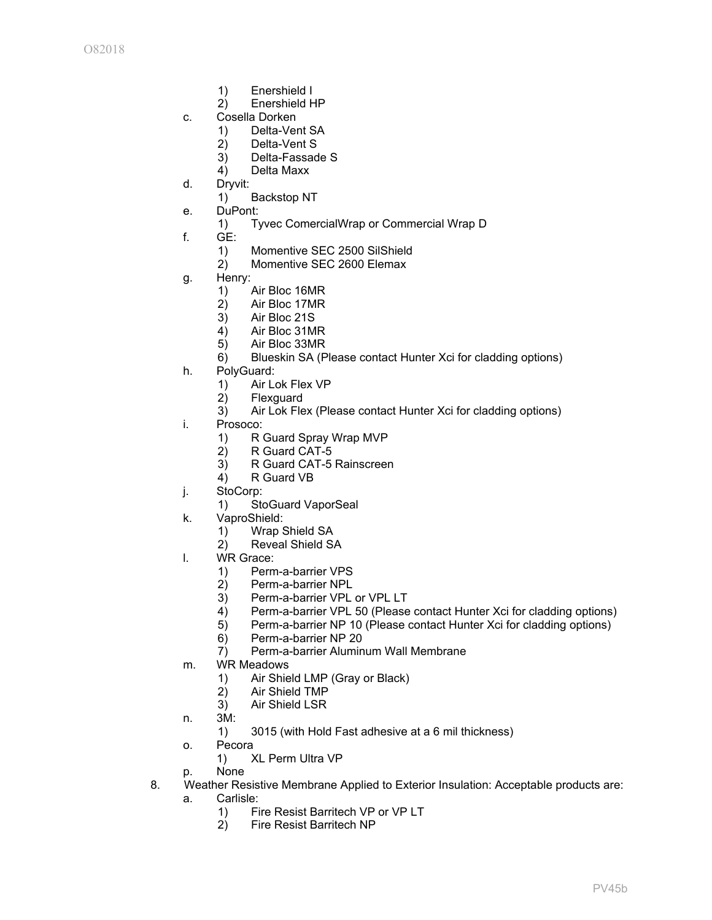1) Enershield I
2) Enershield HP

c. Cosella Dorken
   1) Delta-Vent SA
   2) Delta-Vent S
   3) Delta-Fassade S
   4) Delta Maxx
d. Dryvit:
   1) Backstop NT
e. DuPont:
   1) Tyvec ComercialWrap or Commercial Wrap D
f. GE:
   1) Momentive SEC 2500 SilShield
   2) Momentive SEC 2600 Elemax
g. Henry:
   1) Air Bloc 16MR
   2) Air Bloc 17MR
   3) Air Bloc 21S
   4) Air Bloc 31MR
   5) Air Bloc 33MR
   6) Blueskin SA (Please contact Hunter Xci for cladding options)
h. PolyGuard:
   1) Air Lok Flex VP
   2) Flexguard
   3) Air Lok Flex (Please contact Hunter Xci for cladding options)
i. Prosoco:
   1) R Guard Spray Wrap MVP
   2) R Guard CAT-5
   3) R Guard CAT-5 Rainscreen
   4) R Guard VB
j. StoCorp:
   1) StoGuard VaporSeal
k. VaproShield:
   1) Wrap Shield SA
   2) Reveal Shield SA
l. WR Grace:
   1) Perm-a-barrier VPS
   2) Perm-a-barrier NPL
   3) Perm-a-barrier VPL or VPL LT
   4) Perm-a-barrier VPL 50 (Please contact Hunter Xci for cladding options)
   5) Perm-a-barrier NP 10 (Please contact Hunter Xci for cladding options)
   6) Perm-a-barrier NP 20
   7) Perm-a-barrier Aluminum Wall Membrane
m. WR Meadows
   1) Air Shield LMP (Gray or Black)
   2) Air Shield TMP
   3) Air Shield LSR
n. 3M:
   1) 3015 (with Hold Fast adhesive at a 6 mil thickness)
o. Pecora
   1) XL Perm Ultra VP
p. None

8. Weather Resistive Membrane Applied to Exterior Insulation: Acceptable products are:
   a. Carlisle:
      1) Fire Resist Barritech VP or VP LT
      2) Fire Resist Barritech NP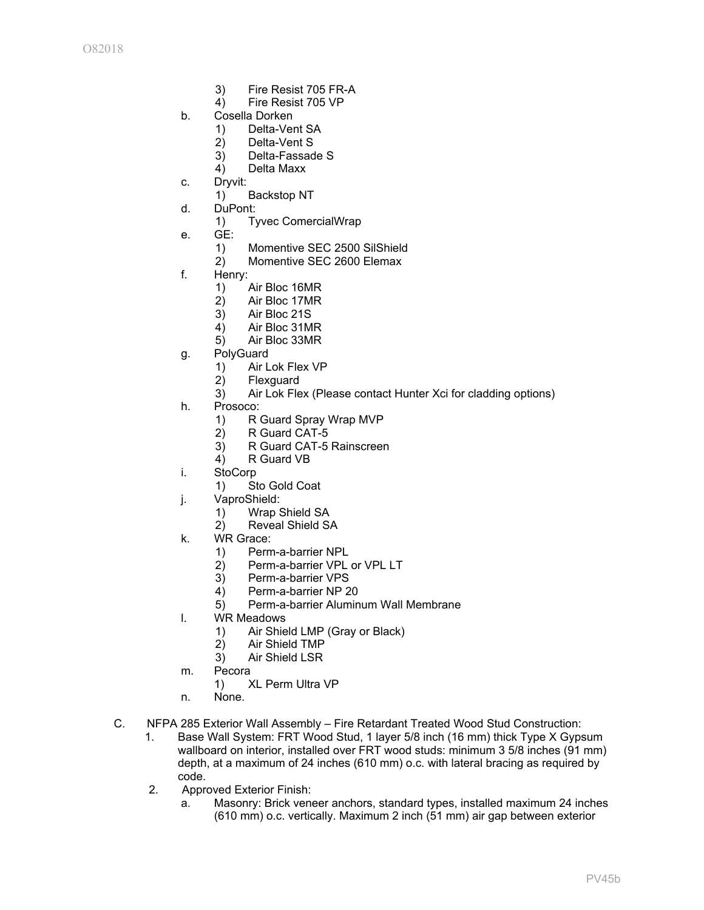3) Fire Resist 705 FR-A
4) Fire Resist 705 VP

b. Cosella Dorken
   1) Delta-Vent SA
   2) Delta-Vent S
   3) Delta-Fassade S
   4) Delta Maxx

c. Dryvit:
   1) Backstop NT

d. DuPont:
   1) Tyvec ComercialWrap

e. GE:
   1) Momentive SEC 2500 SilShield
   2) Momentive SEC 2600 Elemax

f. Henry:
   1) Air Bloc 16MR
   2) Air Bloc 17MR
   3) Air Bloc 21S
   4) Air Bloc 31MR
   5) Air Bloc 33MR

g. PolyGuard
   1) Air Lok Flex VP
   2) Flexguard
   3) Air Lok Flex (Please contact Hunter Xci for cladding options)

h. Prosoco:
   1) R Guard Spray Wrap MVP
   2) R Guard CAT-5
   3) R Guard CAT-5 Rainscreen
   4) R Guard VB

i. StoCorp
   1) Sto Gold Coat

j. VaproShield:
   1) Wrap Shield SA
   2) Reveal Shield SA

k. WR Grace:
   1) Perm-a-barrier NPL
   2) Perm-a-barrier VPL or VPL LT
   3) Perm-a-barrier VPS
   4) Perm-a-barrier NP 20
   5) Perm-a-barrier Aluminum Wall Membrane

l. WR Meadows
   1) Air Shield LMP (Gray or Black)
   2) Air Shield TMP
   3) Air Shield LSR

m. Pecora
   1) XL Perm Ultra VP

n. None.

C. NFPA 285 Exterior Wall Assembly – Fire Retardant Treated Wood Stud Construction:

1. Base Wall System: FRT Wood Stud, 1 layer 5/8 inch (16 mm) thick Type X Gypsum wallboard on interior, installed over FRT wood studs: minimum 3 5/8 inches (91 mm) depth, at a maximum of 24 inches (610 mm) o.c. with lateral bracing as required by code.

2. Approved Exterior Finish:

   a. Masonry: Brick veneer anchors, standard types, installed maximum 24 inches (610 mm) o.c. vertically. Maximum 2 inch (51 mm) air gap between exterior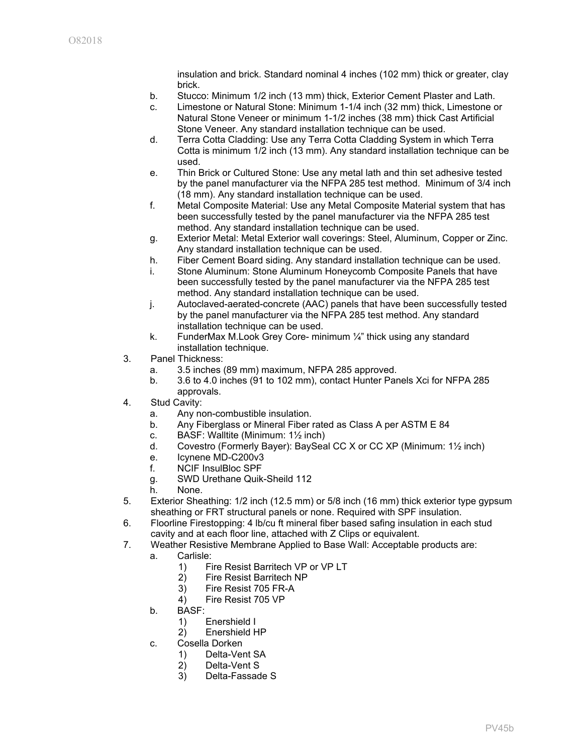insulation and brick. Standard nominal 4 inches (102 mm) thick or greater, clay brick.

b. Stucco: Minimum 1/2 inch (13 mm) thick, Exterior Cement Plaster and Lath.

c. Limestone or Natural Stone: Minimum 1-1/4 inch (32 mm) thick, Limestone or Natural Stone Veneer or minimum 1-1/2 inches (38 mm) thick Cast Artificial Stone Veneer. Any standard installation technique can be used.

d. Terra Cotta Cladding: Use any Terra Cotta Cladding System in which Terra Cotta is minimum 1/2 inch (13 mm). Any standard installation technique can be used.

e. Thin Brick or Cultured Stone: Use any metal lath and thin set adhesive tested by the panel manufacturer via the NFPA 285 test method. Minimum of 3/4 inch (18 mm). Any standard installation technique can be used.

f. Metal Composite Material: Use any Metal Composite Material system that has been successfully tested by the panel manufacturer via the NFPA 285 test method. Any standard installation technique can be used.

g. Exterior Metal: Metal Exterior wall coverings: Steel, Aluminum, Copper or Zinc. Any standard installation technique can be used.

h. Fiber Cement Board siding. Any standard installation technique can be used.

i. Stone Aluminum: Stone Aluminum Honeycomb Composite Panels that have been successfully tested by the panel manufacturer via the NFPA 285 test method. Any standard installation technique can be used.

j. Autoclaved-aerated-concrete (AAC) panels that have been successfully tested by the panel manufacturer via the NFPA 285 test method. Any standard installation technique can be used.

k. FunderMax M.Look Grey Core- minimum ¼” thick using any standard installation technique.

3. Panel Thickness:
   a. 3.5 inches (89 mm) maximum, NFPA 285 approved.
   b. 3.6 to 4.0 inches (91 to 102 mm), contact Hunter Panels Xci for NFPA 285 approvals.

4. Stud Cavity:
   a. Any non-combustible insulation.
   b. Any Fiberglass or Mineral Fiber rated as Class A per ASTM E 84
   c. BASF: Walltite (Minimum: 1½ inch)
   d. Covestro (Formerly Bayer): BaySeal CC X or CC XP (Minimum: 1½ inch)
   e. Icynene MD-C200v3
   f. NCIF InsulBloc SPF
   g. SWD Urethane Quik-Sheild 112
   h. None.

5. Exterior Sheathing: 1/2 inch (12.5 mm) or 5/8 inch (16 mm) thick exterior type gypsum sheathing or FRT structural panels or none. Required with SPF insulation.

6. Floorline Firestopping: 4 lb/cu ft mineral fiber based safing insulation in each stud cavity and at each floor line, attached with Z Clips or equivalent.

7. Weather Resistive Membrane Applied to Base Wall: Acceptable products are:
   a. Carlisle:
      1) Fire Resist Barritech VP or VP LT
      2) Fire Resist Barritech NP
      3) Fire Resist 705 FR-A
      4) Fire Resist 705 VP
   b. BASF:
      1) Enershield I
      2) Enershield HP
   c. Cosella Dorken
      1) Delta-Vent SA
      2) Delta-Vent S
      3) Delta-Fassade S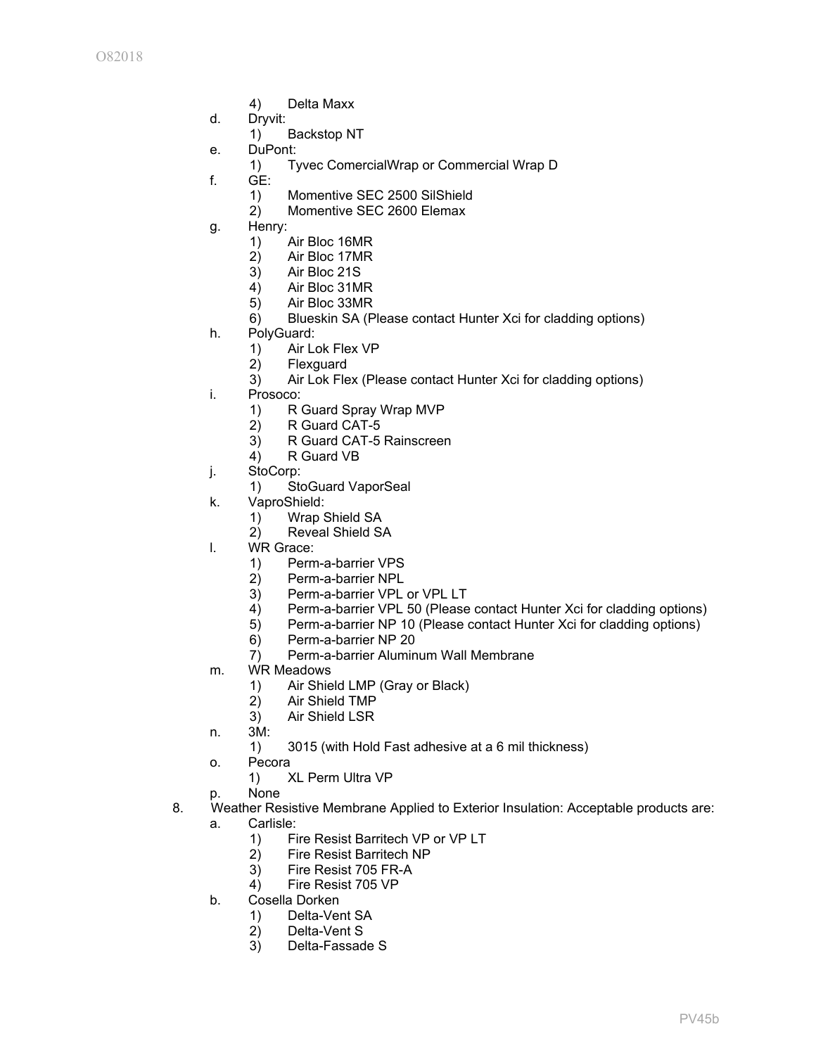4) Delta Maxx

d. Dryvit:
   1) Backstop NT

e. DuPont:
   1) Tyvec ComercialWrap or Commercial Wrap D

f. GE:
   1) Momentive SEC 2500 SilShield
   2) Momentive SEC 2600 Elemax

g. Henry:
   1) Air Bloc 16MR
   2) Air Bloc 17MR
   3) Air Bloc 21S
   4) Air Bloc 31MR
   5) Air Bloc 33MR
   6) Blueskin SA (Please contact Hunter Xci for cladding options)

h. PolyGuard:
   1) Air Lok Flex VP
   2) Flexguard
   3) Air Lok Flex (Please contact Hunter Xci for cladding options)

i. Prosoco:
   1) R Guard Spray Wrap MVP
   2) R Guard CAT-5
   3) R Guard CAT-5 Rainscreen
   4) R Guard VB

j. StoCorp:
   1) StoGuard VaporSeal

k. VaproShield:
   1) Wrap Shield SA
   2) Reveal Shield SA

l. WR Grace:
   1) Perm-a-barrier VPS
   2) Perm-a-barrier NPL
   3) Perm-a-barrier VPL or VPL LT
   4) Perm-a-barrier VPL 50 (Please contact Hunter Xci for cladding options)
   5) Perm-a-barrier NP 10 (Please contact Hunter Xci for cladding options)
   6) Perm-a-barrier NP 20
   7) Perm-a-barrier Aluminum Wall Membrane

m. WR Meadows
   1) Air Shield LMP (Gray or Black)
   2) Air Shield TMP
   3) Air Shield LSR

n. 3M:
   1) 3015 (with Hold Fast adhesive at a 6 mil thickness)

o. Pecora
   1) XL Perm Ultra VP

p. None

8. Weather Resistive Membrane Applied to Exterior Insulation: Acceptable products are:

   a. Carlisle:
      1) Fire Resist Barritech VP or VP LT
      2) Fire Resist Barritech NP
      3) Fire Resist 705 FR-A
      4) Fire Resist 705 VP

   b. Cosella Dorken
      1) Delta-Vent SA
      2) Delta-Vent S
      3) Delta-Fassade S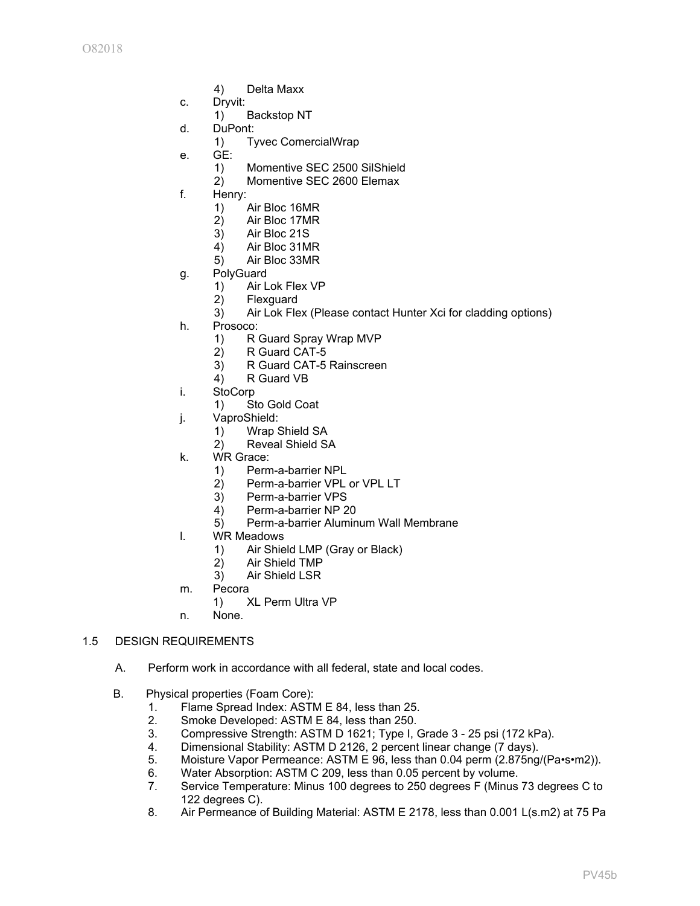4) Delta Maxx

c. Dryvit:
   1) Backstop NT

d. DuPont:
   1) Tyvec ComercialWrap

e. GE:
   1) Momentive SEC 2500 SilShield
   2) Momentive SEC 2600 Elemax

f. Henry:
   1) Air Bloc 16MR
   2) Air Bloc 17MR
   3) Air Bloc 21S
   4) Air Bloc 31MR
   5) Air Bloc 33MR

g. PolyGuard
   1) Air Lok Flex VP
   2) Flexguard
   3) Air Lok Flex (Please contact Hunter Xci for cladding options)

h. Prosoco:
   1) R Guard Spray Wrap MVP
   2) R Guard CAT-5
   3) R Guard CAT-5 Rainscreen
   4) R Guard VB

i. StoCorp
   1) Sto Gold Coat

j. VaproShield:
   1) Wrap Shield SA
   2) Reveal Shield SA

k. WR Grace:
   1) Perm-a-barrier NPL
   2) Perm-a-barrier VPL or VPL LT
   3) Perm-a-barrier VPS
   4) Perm-a-barrier NP 20
   5) Perm-a-barrier Aluminum Wall Membrane

l. WR Meadows
   1) Air Shield LMP (Gray or Black)
   2) Air Shield TMP
   3) Air Shield LSR

m. Pecora
   1) XL Perm Ultra VP

n. None.

## 1.5 DESIGN REQUIREMENTS

A. Perform work in accordance with all federal, state and local codes.

B. Physical properties (Foam Core):
   1. Flame Spread Index: ASTM E 84, less than 25.
   2. Smoke Developed: ASTM E 84, less than 250.
   3. Compressive Strength: ASTM D 1621; Type I, Grade 3 - 25 psi (172 kPa).
   4. Dimensional Stability: ASTM D 2126, 2 percent linear change (7 days).
   5. Moisture Vapor Permeance: ASTM E 96, less than 0.04 perm (2.875ng/(Pa•s•m2)).
   6. Water Absorption: ASTM C 209, less than 0.05 percent by volume.
   7. Service Temperature: Minus 100 degrees to 250 degrees F (Minus 73 degrees C to 122 degrees C).
   8. Air Permeance of Building Material: ASTM E 2178, less than 0.001 L(s.m2) at 75 Pa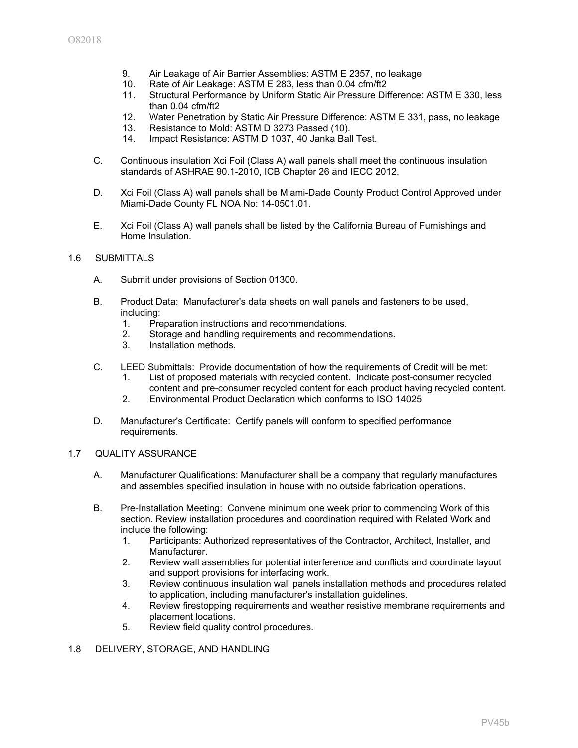9. Air Leakage of Air Barrier Assemblies: ASTM E 2357, no leakage
10. Rate of Air Leakage: ASTM E 283, less than 0.04 cfm/ft2
11. Structural Performance by Uniform Static Air Pressure Difference: ASTM E 330, less than 0.04 cfm/ft2
12. Water Penetration by Static Air Pressure Difference: ASTM E 331, pass, no leakage
13. Resistance to Mold: ASTM D 3273 Passed (10).
14. Impact Resistance: ASTM D 1037, 40 Janka Ball Test.

C. Continuous insulation Xci Foil (Class A) wall panels shall meet the continuous insulation standards of ASHRAE 90.1-2010, ICB Chapter 26 and IECC 2012.

D. Xci Foil (Class A) wall panels shall be Miami-Dade County Product Control Approved under Miami-Dade County FL NOA No: 14-0501.01.

E. Xci Foil (Class A) wall panels shall be listed by the California Bureau of Furnishings and Home Insulation.

## 1.6 SUBMITTALS

A. Submit under provisions of Section 01300.

B. Product Data: Manufacturer's data sheets on wall panels and fasteners to be used, including:
   1. Preparation instructions and recommendations.
   2. Storage and handling requirements and recommendations.
   3. Installation methods.

C. LEED Submittals: Provide documentation of how the requirements of Credit will be met:
   1. List of proposed materials with recycled content. Indicate post-consumer recycled content and pre-consumer recycled content for each product having recycled content.
   2. Environmental Product Declaration which conforms to ISO 14025

D. Manufacturer's Certificate: Certify panels will conform to specified performance requirements.

## 1.7 QUALITY ASSURANCE

A. Manufacturer Qualifications: Manufacturer shall be a company that regularly manufactures and assembles specified insulation in house with no outside fabrication operations.

B. Pre-Installation Meeting: Convene minimum one week prior to commencing Work of this section. Review installation procedures and coordination required with Related Work and include the following:
   1. Participants: Authorized representatives of the Contractor, Architect, Installer, and Manufacturer.
   2. Review wall assemblies for potential interference and conflicts and coordinate layout and support provisions for interfacing work.
   3. Review continuous insulation wall panels installation methods and procedures related to application, including manufacturer's installation guidelines.
   4. Review firestopping requirements and weather resistive membrane requirements and placement locations.
   5. Review field quality control procedures.

## 1.8 DELIVERY, STORAGE, AND HANDLING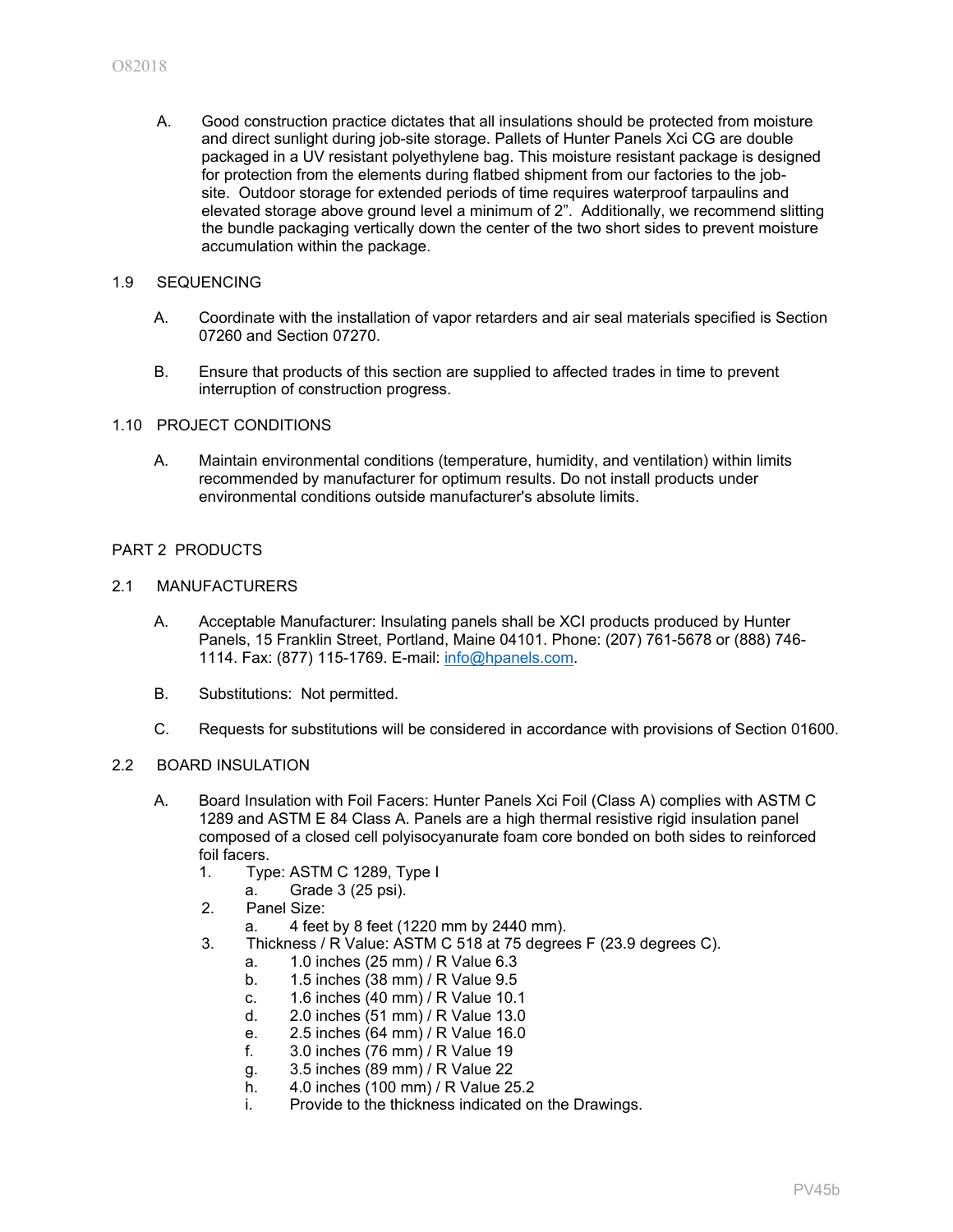A. Good construction practice dictates that all insulations should be protected from moisture and direct sunlight during job-site storage. Pallets of Hunter Panels Xci CG are double packaged in a UV resistant polyethylene bag. This moisture resistant package is designed for protection from the elements during flatbed shipment from our factories to the job-site. Outdoor storage for extended periods of time requires waterproof tarpaulins and elevated storage above ground level a minimum of 2". Additionally, we recommend slitting the bundle packaging vertically down the center of the two short sides to prevent moisture accumulation within the package.

## 1.9 SEQUENCING

A. Coordinate with the installation of vapor retarders and air seal materials specified is Section 07260 and Section 07270.

B. Ensure that products of this section are supplied to affected trades in time to prevent interruption of construction progress.

## 1.10 PROJECT CONDITIONS

A. Maintain environmental conditions (temperature, humidity, and ventilation) within limits recommended by manufacturer for optimum results. Do not install products under environmental conditions outside manufacturer's absolute limits.

# PART 2 PRODUCTS

## 2.1 MANUFACTURERS

A. Acceptable Manufacturer: Insulating panels shall be XCI products produced by Hunter Panels, 15 Franklin Street, Portland, Maine 04101. Phone: (207) 761-5678 or (888) 746-1114. Fax: (877) 115-1769. E-mail: info@hpanels.com.

B. Substitutions: Not permitted.

C. Requests for substitutions will be considered in accordance with provisions of Section 01600.

## 2.2 BOARD INSULATION

A. Board Insulation with Foil Facers: Hunter Panels Xci Foil (Class A) complies with ASTM C 1289 and ASTM E 84 Class A. Panels are a high thermal resistive rigid insulation panel composed of a closed cell polyisocyanurate foam core bonded on both sides to reinforced foil facers.

1. Type: ASTM C 1289, Type I
   a. Grade 3 (25 psi).
2. Panel Size:
   a. 4 feet by 8 feet (1220 mm by 2440 mm).
3. Thickness / R Value: ASTM C 518 at 75 degrees F (23.9 degrees C).
   a. 1.0 inches (25 mm) / R Value 6.3
   b. 1.5 inches (38 mm) / R Value 9.5
   c. 1.6 inches (40 mm) / R Value 10.1
   d. 2.0 inches (51 mm) / R Value 13.0
   e. 2.5 inches (64 mm) / R Value 16.0
   f. 3.0 inches (76 mm) / R Value 19
   g. 3.5 inches (89 mm) / R Value 22
   h. 4.0 inches (100 mm) / R Value 25.2
   i. Provide to the thickness indicated on the Drawings.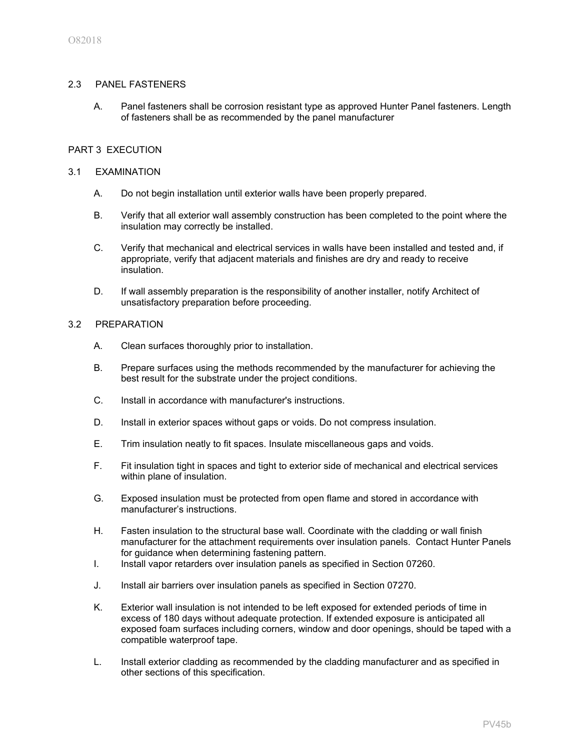### 2.3 PANEL FASTENERS

A. Panel fasteners shall be corrosion resistant type as approved Hunter Panel fasteners. Length of fasteners shall be as recommended by the panel manufacturer

## PART 3 EXECUTION

### 3.1 EXAMINATION

A. Do not begin installation until exterior walls have been properly prepared.

B. Verify that all exterior wall assembly construction has been completed to the point where the insulation may correctly be installed.

C. Verify that mechanical and electrical services in walls have been installed and tested and, if appropriate, verify that adjacent materials and finishes are dry and ready to receive insulation.

D. If wall assembly preparation is the responsibility of another installer, notify Architect of unsatisfactory preparation before proceeding.

### 3.2 PREPARATION

A. Clean surfaces thoroughly prior to installation.

B. Prepare surfaces using the methods recommended by the manufacturer for achieving the best result for the substrate under the project conditions.

C. Install in accordance with manufacturer's instructions.

D. Install in exterior spaces without gaps or voids. Do not compress insulation.

E. Trim insulation neatly to fit spaces. Insulate miscellaneous gaps and voids.

F. Fit insulation tight in spaces and tight to exterior side of mechanical and electrical services within plane of insulation.

G. Exposed insulation must be protected from open flame and stored in accordance with manufacturer's instructions.

H. Fasten insulation to the structural base wall. Coordinate with the cladding or wall finish manufacturer for the attachment requirements over insulation panels. Contact Hunter Panels for guidance when determining fastening pattern.

I. Install vapor retarders over insulation panels as specified in Section 07260.

J. Install air barriers over insulation panels as specified in Section 07270.

K. Exterior wall insulation is not intended to be left exposed for extended periods of time in excess of 180 days without adequate protection. If extended exposure is anticipated all exposed foam surfaces including corners, window and door openings, should be taped with a compatible waterproof tape.

L. Install exterior cladding as recommended by the cladding manufacturer and as specified in other sections of this specification.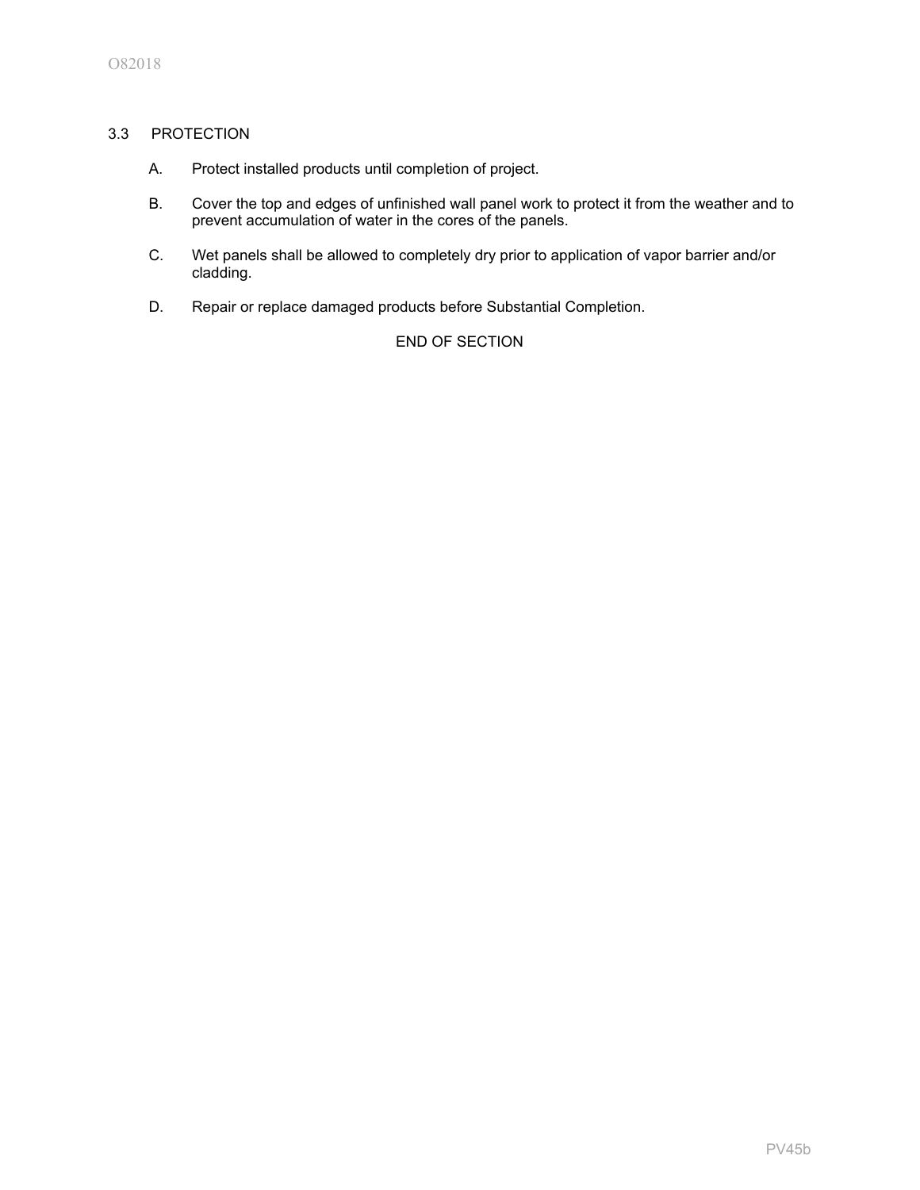## 3.3 PROTECTION

A. Protect installed products until completion of project.

B. Cover the top and edges of unfinished wall panel work to protect it from the weather and to prevent accumulation of water in the cores of the panels.

C. Wet panels shall be allowed to completely dry prior to application of vapor barrier and/or cladding.

D. Repair or replace damaged products before Substantial Completion.

END OF SECTION